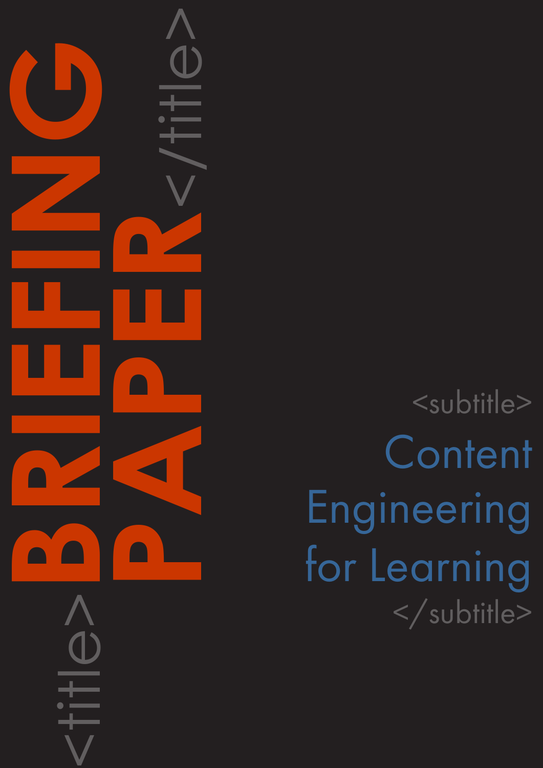# <title>BRIEFING PAPER</title>

## <subtitle>Content Engineering for Learning</subtitle>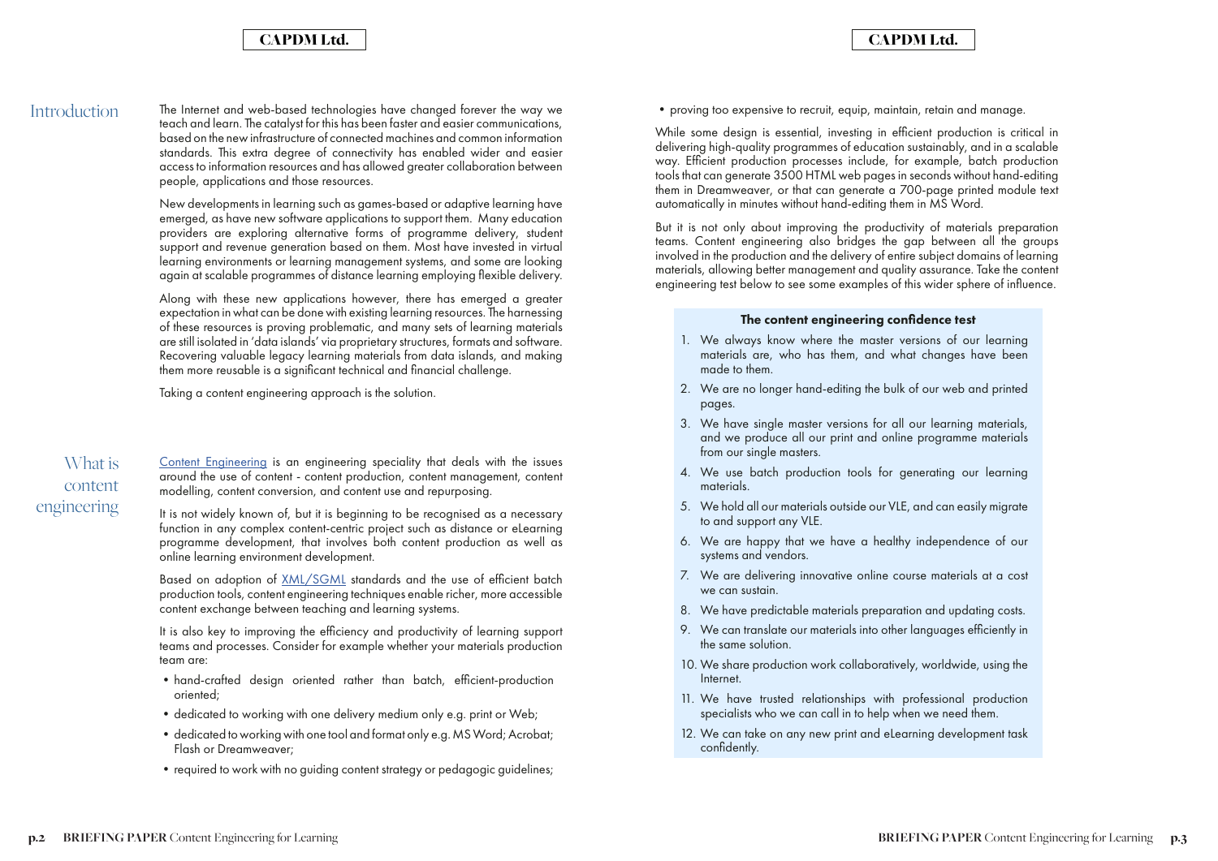## Introduction

The Internet and web-based technologies have changed forever the way we teach and learn. The catalyst for this has been faster and easier communications, based on the new infrastructure of connected machines and common information standards. This extra degree of connectivity has enabled wider and easier access to information resources and has allowed greater collaboration between people, applications and those resources.

New developments in learning such as games-based or adaptive learning have emerged, as have new software applications to support them. Many education providers are exploring alternative forms of programme delivery, student support and revenue generation based on them. Most have invested in virtual learning environments or learning management systems, and some are looking again at scalable programmes of distance learning employing flexible delivery.

Along with these new applications however, there has emerged a greater expectation in what can be done with existing learning resources. The harnessing of these resources is proving problematic, and many sets of learning materials are still isolated in 'data islands' via proprietary structures, formats and software. Recovering valuable legacy learning materials from data islands, and making them more reusable is a significant technical and financial challenge.

Taking a content engineering approach is the solution.

## What is content engineering

[Content Engineering] is an engineering speciality that deals with the issues around the use of content - content production, content management, content modelling, content conversion, and content use and repurposing.

It is not widely known of, but it is beginning to be recognised as a necessary function in any complex content-centric project such as distance or eLearning programme development, that involves both content production as well as online learning environment development.

Based on adoption of [XML/SGML] standards and the use of efficient batch production tools, content engineering techniques enable richer, more accessible content exchange between teaching and learning systems.

It is also key to improving the efficiency and productivity of learning support teams and processes. Consider for example whether your materials production team are:

- hand-crafted design oriented rather than batch, efficient-production oriented;
- dedicated to working with one delivery medium only e.g. print or Web;
- dedicated to working with one tool and format only e.g. MS Word; Acrobat; Flash or Dreamweaver;
- required to work with no guiding content strategy or pedagogic guidelines;
- proving too expensive to recruit, equip, maintain, retain and manage.

While some design is essential, investing in efficient production is critical in delivering high-quality programmes of education sustainably, and in a scalable way. Efficient production processes include, for example, batch production tools that can generate 3500 HTML web pages in seconds without hand-editing them in Dreamweaver, or that can generate a 700-page printed module text automatically in minutes without hand-editing them in MS Word.

But it is not only about improving the productivity of materials preparation teams. Content engineering also bridges the gap between all the groups involved in the production and the delivery of entire subject domains of learning materials, allowing better management and quality assurance. Take the content engineering test below to see some examples of this wider sphere of influence.

**The content engineering confidence test**

1. We always know where the master versions of our learning materials are, who has them, and what changes have been made to them.
2. We are no longer hand-editing the bulk of our web and printed pages.
3. We have single master versions for all our learning materials, and we produce all our print and online programme materials from our single masters.
4. We use batch production tools for generating our learning materials.
5. We hold all our materials outside our VLE, and can easily migrate to and support any VLE.
6. We are happy that we have a healthy independence of our systems and vendors.
7. We are delivering innovative online course materials at a cost we can sustain.
8. We have predictable materials preparation and updating costs.
9. We can translate our materials into other languages efficiently in the same solution.
10. We share production work collaboratively, worldwide, using the Internet.
11. We have trusted relationships with professional production specialists who we can call in to help when we need them.
12. We can take on any new print and eLearning development task confidently.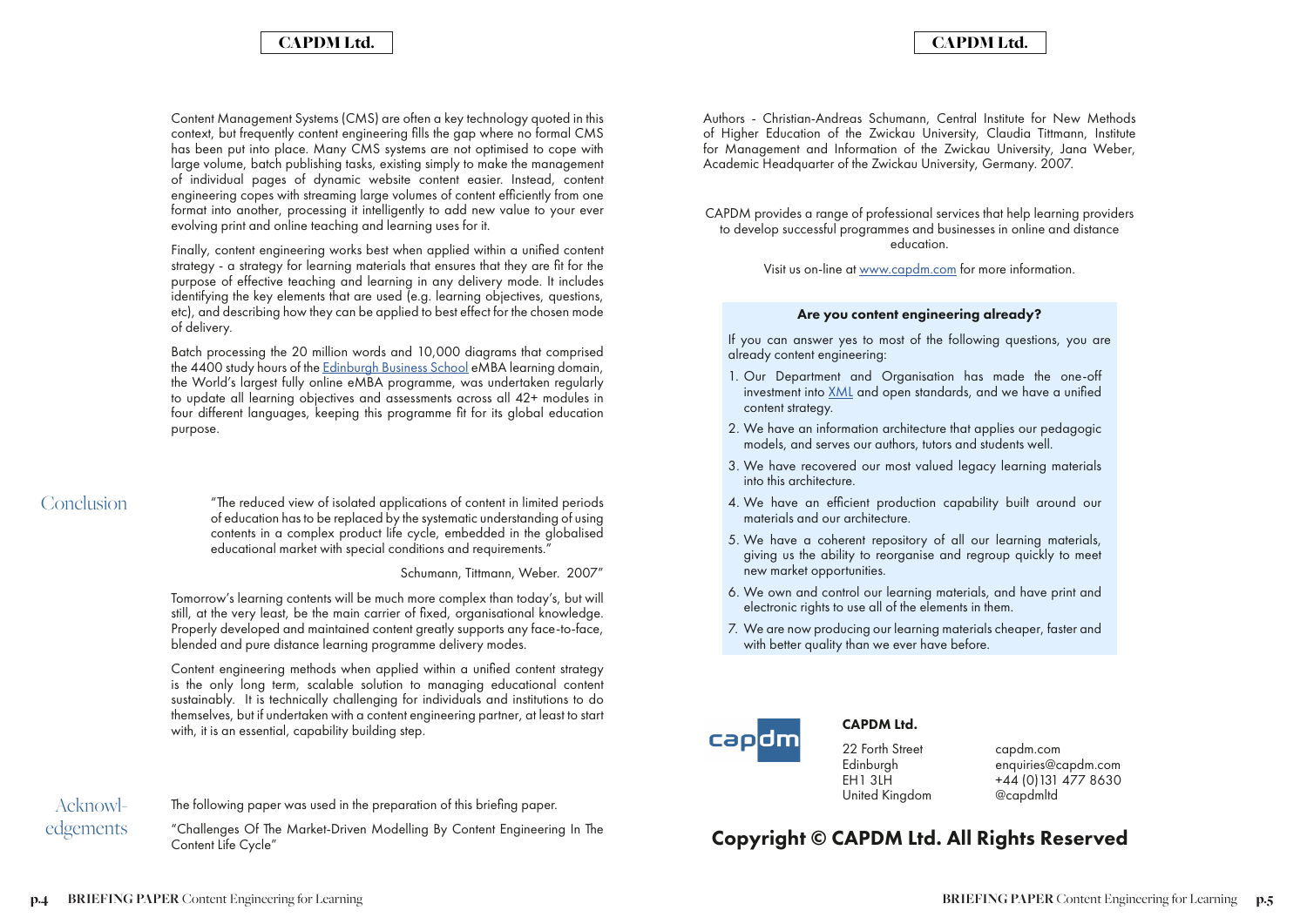Content Management Systems (CMS) are often a key technology quoted in this context, but frequently content engineering fills the gap where no formal CMS has been put into place. Many CMS systems are not optimised to cope with large volume, batch publishing tasks, existing simply to make the management of individual pages of dynamic website content easier. Instead, content engineering copes with streaming large volumes of content efficiently from one format into another, processing it intelligently to add new value to your ever evolving print and online teaching and learning uses for it.

Finally, content engineering works best when applied within a unified content strategy - a strategy for learning materials that ensures that they are fit for the purpose of effective teaching and learning in any delivery mode. It includes identifying the key elements that are used (e.g. learning objectives, questions, etc), and describing how they can be applied to best effect for the chosen mode of delivery.

Batch processing the 20 million words and 10,000 diagrams that comprised the 4400 study hours of the Edinburgh Business School eMBA learning domain, the World's largest fully online eMBA programme, was undertaken regularly to update all learning objectives and assessments across all 42+ modules in four different languages, keeping this programme fit for its global education purpose.

## Conclusion

"The reduced view of isolated applications of content in limited periods of education has to be replaced by the systematic understanding of using contents in a complex product life cycle, embedded in the globalised educational market with special conditions and requirements."

Schumann, Tittmann, Weber. 2007"

Tomorrow's learning contents will be much more complex than today's, but will still, at the very least, be the main carrier of fixed, organisational knowledge. Properly developed and maintained content greatly supports any face-to-face, blended and pure distance learning programme delivery modes.

Content engineering methods when applied within a unified content strategy is the only long term, scalable solution to managing educational content sustainably. It is technically challenging for individuals and institutions to do themselves, but if undertaken with a content engineering partner, at least to start with, it is an essential, capability building step.

## Acknowledgements

The following paper was used in the preparation of this briefing paper.

"Challenges Of The Market-Driven Modelling By Content Engineering In The Content Life Cycle"

Authors - Christian-Andreas Schumann, Central Institute for New Methods of Higher Education of the Zwickau University, Claudia Tittmann, Institute for Management and Information of the Zwickau University, Jana Weber, Academic Headquarter of the Zwickau University, Germany. 2007.

CAPDM provides a range of professional services that help learning providers to develop successful programmes and businesses in online and distance education.

Visit us on-line at www.capdm.com for more information.

**Are you content engineering already?**

If you can answer yes to most of the following questions, you are already content engineering:

1. Our Department and Organisation has made the one-off investment into XML and open standards, and we have a unified content strategy.
2. We have an information architecture that applies our pedagogic models, and serves our authors, tutors and students well.
3. We have recovered our most valued legacy learning materials into this architecture.
4. We have an efficient production capability built around our materials and our architecture.
5. We have a coherent repository of all our learning materials, giving us the ability to reorganise and regroup quickly to meet new market opportunities.
6. We own and control our learning materials, and have print and electronic rights to use all of the elements in them.
7. We are now producing our learning materials cheaper, faster and with better quality than we ever have before.

**CAPDM Ltd.**

22 Forth Street
Edinburgh
EH1 3LH
United Kingdom

capdm.com
enquiries@capdm.com
+44 (0)131 477 8630
@capdmltd

**Copyright © CAPDM Ltd. All Rights Reserved**